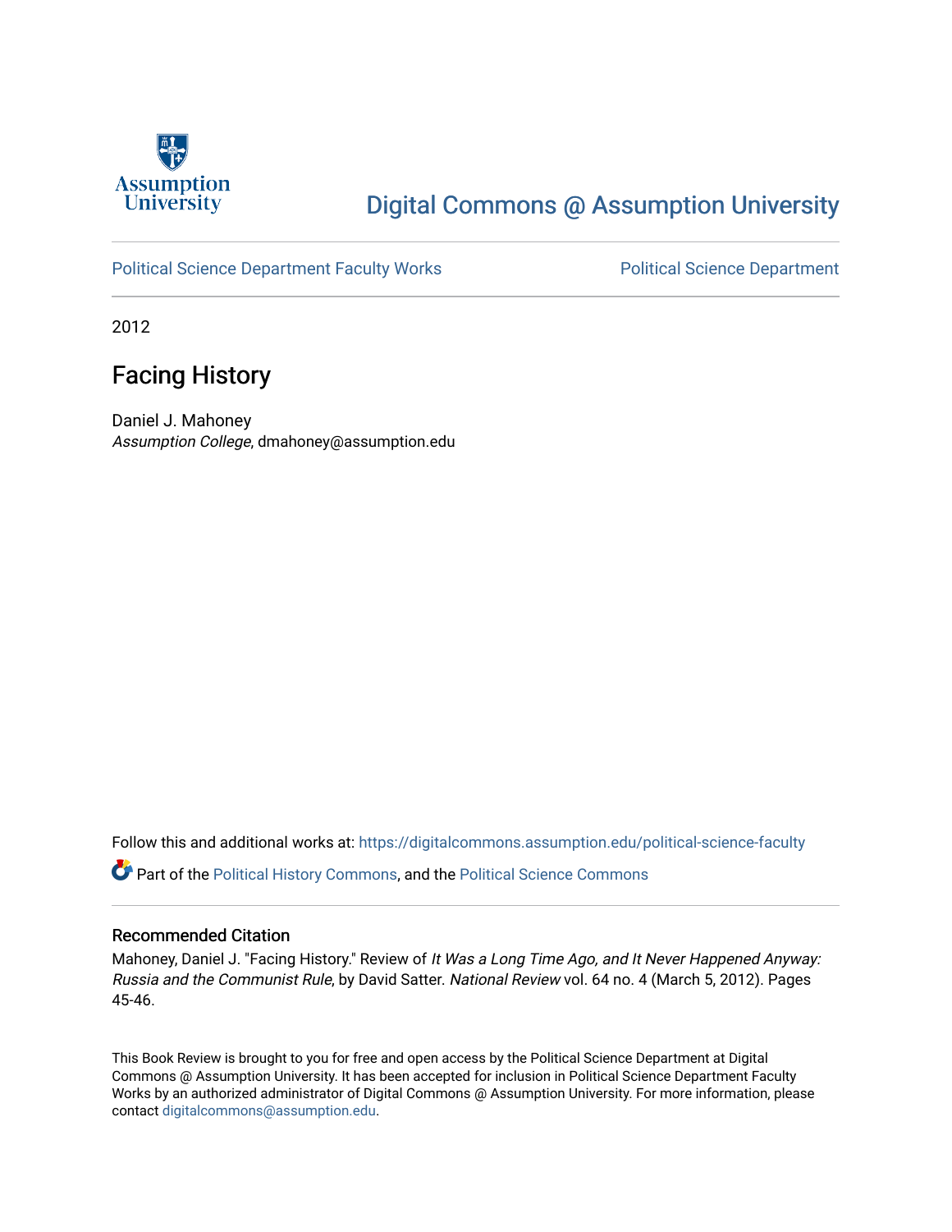Assumption University

Digital Commons @ Assumption University

Political Science Department Faculty Works

Political Science Department

2012

# Facing History

Daniel J. Mahoney
*Assumption College*, dmahoney@assumption.edu

Follow this and additional works at: https://digitalcommons.assumption.edu/political-science-faculty

Part of the Political History Commons, and the Political Science Commons

## Recommended Citation

Mahoney, Daniel J. "Facing History." Review of *It Was a Long Time Ago, and It Never Happened Anyway: Russia and the Communist Rule*, by David Satter. *National Review* vol. 64 no. 4 (March 5, 2012). Pages 45-46.

This Book Review is brought to you for free and open access by the Political Science Department at Digital Commons @ Assumption University. It has been accepted for inclusion in Political Science Department Faculty Works by an authorized administrator of Digital Commons @ Assumption University. For more information, please contact digitalcommons@assumption.edu.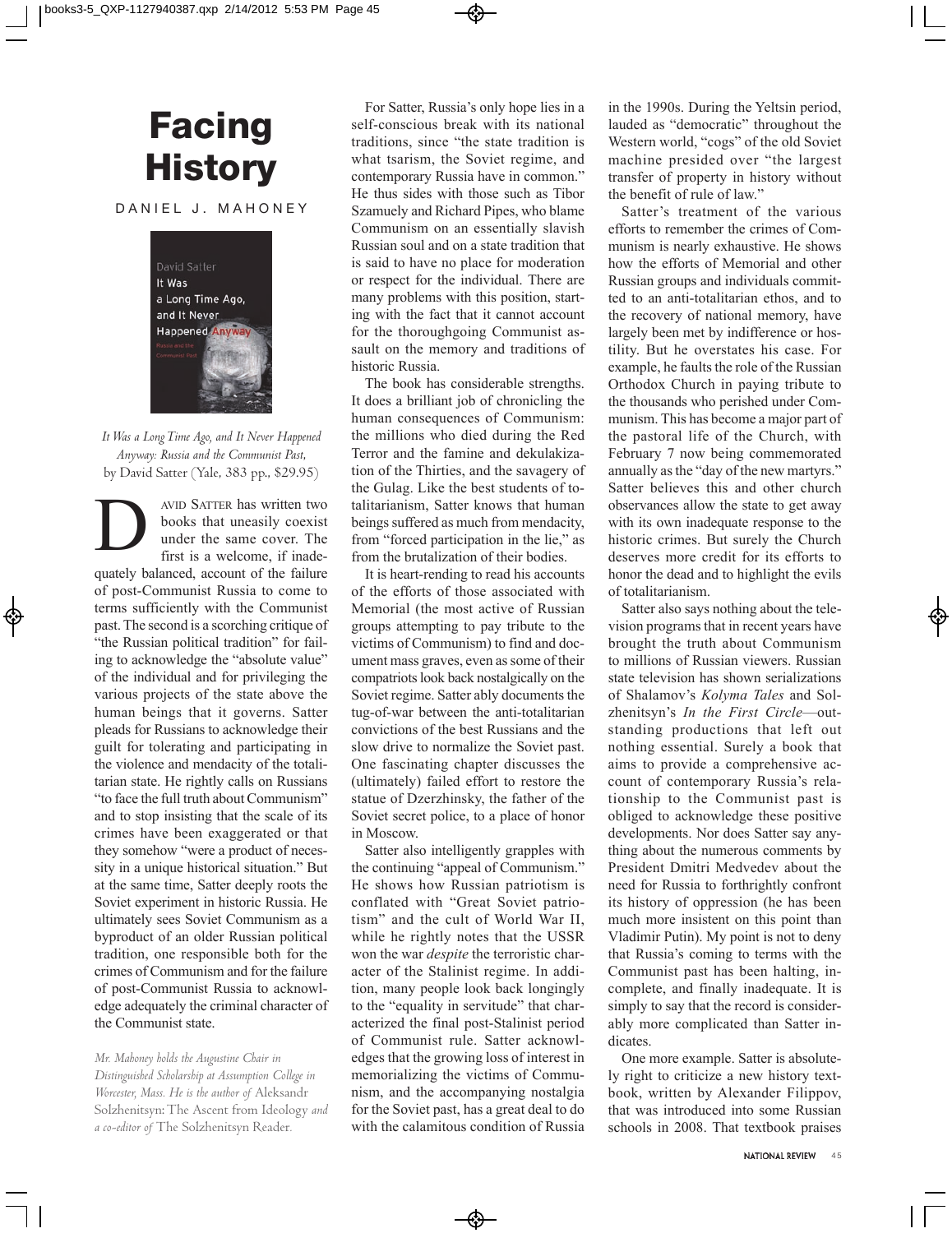# Facing History

DANIEL J. MAHONEY

*It Was a Long Time Ago, and It Never Happened Anyway: Russia and the Communist Past,* by David Satter (Yale, 383 pp., $29.95)

DAVID SATTER has written two books that uneasily coexist under the same cover. The first is a welcome, if inadequately balanced, account of the failure of post-Communist Russia to come to terms sufficiently with the Communist past. The second is a scorching critique of "the Russian political tradition" for failing to acknowledge the "absolute value" of the individual and for privileging the various projects of the state above the human beings that it governs. Satter pleads for Russians to acknowledge their guilt for tolerating and participating in the violence and mendacity of the totalitarian state. He rightly calls on Russians "to face the full truth about Communism" and to stop insisting that the scale of its crimes have been exaggerated or that they somehow "were a product of necessity in a unique historical situation." But at the same time, Satter deeply roots the Soviet experiment in historic Russia. He ultimately sees Soviet Communism as a byproduct of an older Russian political tradition, one responsible both for the crimes of Communism and for the failure of post-Communist Russia to acknowledge adequately the criminal character of the Communist state.

*Mr. Mahoney holds the Augustine Chair in Distinguished Scholarship at Assumption College in Worcester, Mass. He is the author of* Aleksandr Solzhenitsyn: The Ascent from Ideology *and a co-editor of* The Solzhenitsyn Reader.

For Satter, Russia's only hope lies in a self-conscious break with its national traditions, since "the state tradition is what tsarism, the Soviet regime, and contemporary Russia have in common." He thus sides with those such as Tibor Szamuely and Richard Pipes, who blame Communism on an essentially slavish Russian soul and on a state tradition that is said to have no place for moderation or respect for the individual. There are many problems with this position, starting with the fact that it cannot account for the thoroughgoing Communist assault on the memory and traditions of historic Russia.

The book has considerable strengths. It does a brilliant job of chronicling the human consequences of Communism: the millions who died during the Red Terror and the famine and dekulakization of the Thirties, and the savagery of the Gulag. Like the best students of totalitarianism, Satter knows that human beings suffered as much from mendacity, from "forced participation in the lie," as from the brutalization of their bodies.

It is heart-rending to read his accounts of the efforts of those associated with Memorial (the most active of Russian groups attempting to pay tribute to the victims of Communism) to find and document mass graves, even as some of their compatriots look back nostalgically on the Soviet regime. Satter ably documents the tug-of-war between the anti-totalitarian convictions of the best Russians and the slow drive to normalize the Soviet past. One fascinating chapter discusses the (ultimately) failed effort to restore the statue of Dzerzhinsky, the father of the Soviet secret police, to a place of honor in Moscow.

Satter also intelligently grapples with the continuing "appeal of Communism." He shows how Russian patriotism is conflated with "Great Soviet patriotism" and the cult of World War II, while he rightly notes that the USSR won the war *despite* the terroristic character of the Stalinist regime. In addition, many people look back longingly to the "equality in servitude" that characterized the final post-Stalinist period of Communist rule. Satter acknowledges that the growing loss of interest in memorializing the victims of Communism, and the accompanying nostalgia for the Soviet past, has a great deal to do with the calamitous condition of Russia in the 1990s. During the Yeltsin period, lauded as "democratic" throughout the Western world, "cogs" of the old Soviet machine presided over "the largest transfer of property in history without the benefit of rule of law."

Satter's treatment of the various efforts to remember the crimes of Communism is nearly exhaustive. He shows how the efforts of Memorial and other Russian groups and individuals committed to an anti-totalitarian ethos, and to the recovery of national memory, have largely been met by indifference or hostility. But he overstates his case. For example, he faults the role of the Russian Orthodox Church in paying tribute to the thousands who perished under Communism. This has become a major part of the pastoral life of the Church, with February 7 now being commemorated annually as the "day of the new martyrs." Satter believes this and other church observances allow the state to get away with its own inadequate response to the historic crimes. But surely the Church deserves more credit for its efforts to honor the dead and to highlight the evils of totalitarianism.

Satter also says nothing about the television programs that in recent years have brought the truth about Communism to millions of Russian viewers. Russian state television has shown serializations of Shalamov's *Kolyma Tales* and Solzhenitsyn's *In the First Circle*—outstanding productions that left out nothing essential. Surely a book that aims to provide a comprehensive account of contemporary Russia's relationship to the Communist past is obliged to acknowledge these positive developments. Nor does Satter say anything about the numerous comments by President Dmitri Medvedev about the need for Russia to forthrightly confront its history of oppression (he has been much more insistent on this point than Vladimir Putin). My point is not to deny that Russia's coming to terms with the Communist past has been halting, incomplete, and finally inadequate. It is simply to say that the record is considerably more complicated than Satter indicates.

One more example. Satter is absolutely right to criticize a new history textbook, written by Alexander Filippov, that was introduced into some Russian schools in 2008. That textbook praises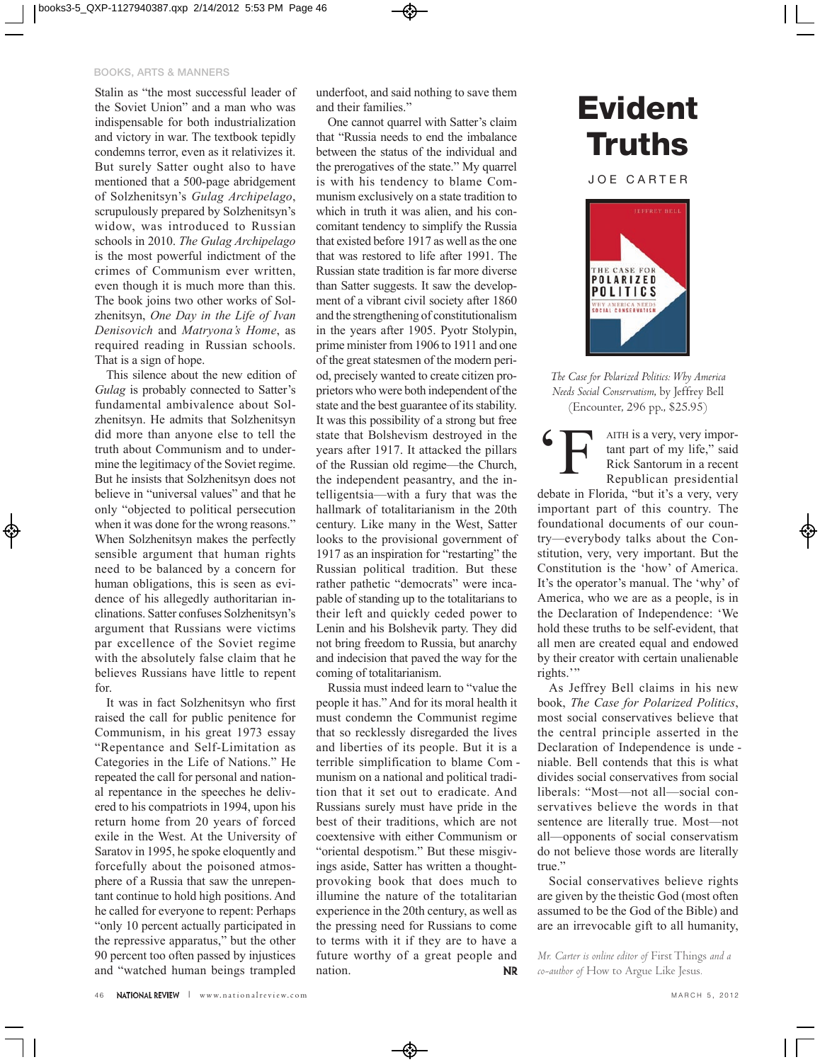Stalin as "the most successful leader of the Soviet Union" and a man who was indispensable for both industrialization and victory in war. The textbook tepidly condemns terror, even as it relativizes it. But surely Satter ought also to have mentioned that a 500-page abridgement of Solzhenitsyn's *Gulag Archipelago*, scrupulously prepared by Solzhenitsyn's widow, was introduced to Russian schools in 2010. *The Gulag Archipelago* is the most powerful indictment of the crimes of Communism ever written, even though it is much more than this. The book joins two other works of Solzhenitsyn, *One Day in the Life of Ivan Denisovich* and *Matryona's Home*, as required reading in Russian schools. That is a sign of hope.

This silence about the new edition of *Gulag* is probably connected to Satter's fundamental ambivalence about Solzhenitsyn. He admits that Solzhenitsyn did more than anyone else to tell the truth about Communism and to undermine the legitimacy of the Soviet regime. But he insists that Solzhenitsyn does not believe in "universal values" and that he only "objected to political persecution when it was done for the wrong reasons." When Solzhenitsyn makes the perfectly sensible argument that human rights need to be balanced by a concern for human obligations, this is seen as evidence of his allegedly authoritarian inclinations. Satter confuses Solzhenitsyn's argument that Russians were victims par excellence of the Soviet regime with the absolutely false claim that he believes Russians have little to repent for.

It was in fact Solzhenitsyn who first raised the call for public penitence for Communism, in his great 1973 essay "Repentance and Self-Limitation as Categories in the Life of Nations." He repeated the call for personal and national repentance in the speeches he delivered to his compatriots in 1994, upon his return home from 20 years of forced exile in the West. At the University of Saratov in 1995, he spoke eloquently and forcefully about the poisoned atmosphere of a Russia that saw the unrepentant continue to hold high positions. And he called for everyone to repent: Perhaps "only 10 percent actually participated in the repressive apparatus," but the other 90 percent too often passed by injustices and "watched human beings trampled underfoot, and said nothing to save them and their families."

One cannot quarrel with Satter's claim that "Russia needs to end the imbalance between the status of the individual and the prerogatives of the state." My quarrel is with his tendency to blame Communism exclusively on a state tradition to which in truth it was alien, and his concomitant tendency to simplify the Russia that existed before 1917 as well as the one that was restored to life after 1991. The Russian state tradition is far more diverse than Satter suggests. It saw the development of a vibrant civil society after 1860 and the strengthening of constitutionalism in the years after 1905. Pyotr Stolypin, prime minister from 1906 to 1911 and one of the great statesmen of the modern period, precisely wanted to create citizen proprietors who were both independent of the state and the best guarantee of its stability. It was this possibility of a strong but free state that Bolshevism destroyed in the years after 1917. It attacked the pillars of the Russian old regime—the Church, the independent peasantry, and the intelligentsia—with a fury that was the hallmark of totalitarianism in the 20th century. Like many in the West, Satter looks to the provisional government of 1917 as an inspiration for "restarting" the Russian political tradition. But these rather pathetic "democrats" were incapable of standing up to the totalitarians to their left and quickly ceded power to Lenin and his Bolshevik party. They did not bring freedom to Russia, but anarchy and indecision that paved the way for the coming of totalitarianism.

Russia must indeed learn to "value the people it has." And for its moral health it must condemn the Communist regime that so recklessly disregarded the lives and liberties of its people. But it is a terrible simplification to blame Communism on a national and political tradition that it set out to eradicate. And Russians surely must have pride in the best of their traditions, which are not coextensive with either Communism or "oriental despotism." But these misgivings aside, Satter has written a thought-provoking book that does much to illumine the nature of the totalitarian experience in the 20th century, as well as the pressing need for Russians to come to terms with it if they are to have a future worthy of a great people and nation. **NR**

# Evident Truths

JOE CARTER

*The Case for Polarized Politics: Why America Needs Social Conservatism*, by Jeffrey Bell (Encounter, 296 pp., $25.95)

"FAITH is a very, very important part of my life," said Rick Santorum in a recent Republican presidential debate in Florida, "but it's a very, very important part of this country. The foundational documents of our country—everybody talks about the Constitution, very, very important. But the Constitution is the 'how' of America. It's the operator's manual. The 'why' of America, who we are as a people, is in the Declaration of Independence: 'We hold these truths to be self-evident, that all men are created equal and endowed by their creator with certain unalienable rights.'"

As Jeffrey Bell claims in his new book, *The Case for Polarized Politics*, most social conservatives believe that the central principle asserted in the Declaration of Independence is undeniable. Bell contends that this is what divides social conservatives from social liberals: "Most—not all—social conservatives believe the words in that sentence are literally true. Most—not all—opponents of social conservatism do not believe those words are literally true."

Social conservatives believe rights are given by the theistic God (most often assumed to be the God of the Bible) and are an irrevocable gift to all humanity,

*Mr. Carter is online editor of* First Things *and a co-author of* How to Argue Like Jesus.